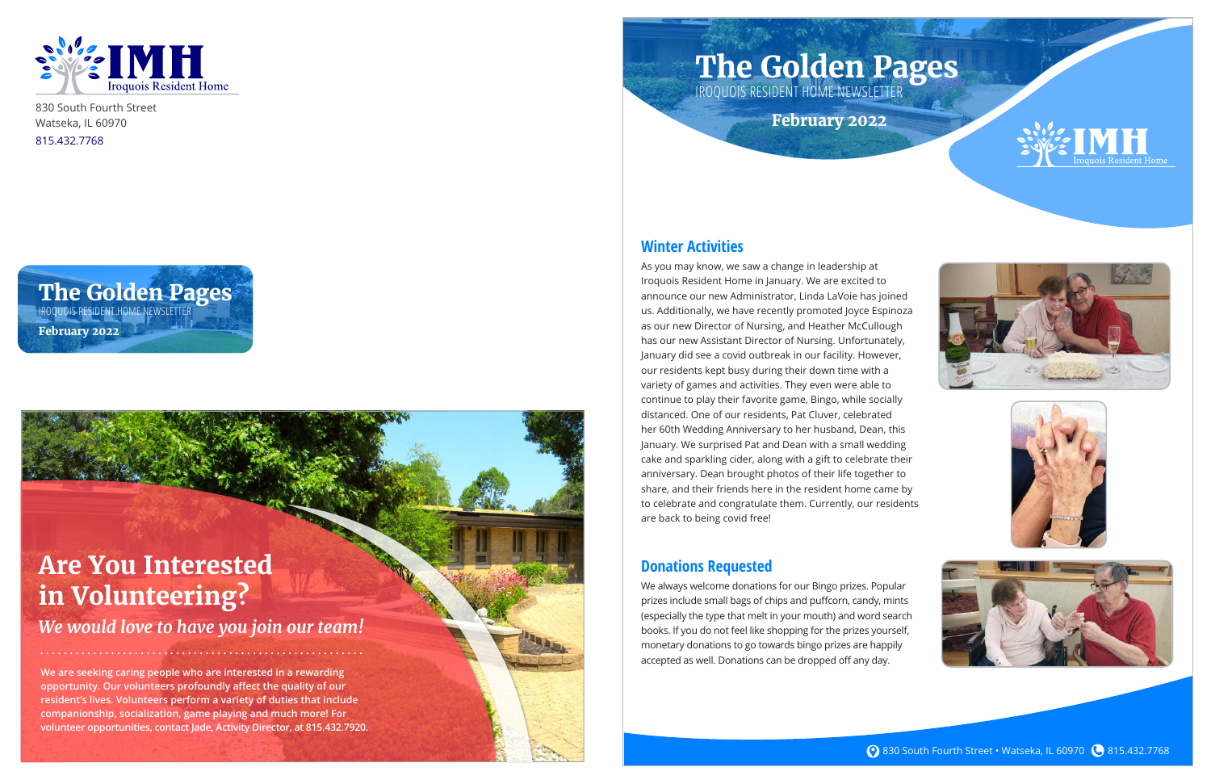IMH Iroquois Resident Home

830 South Fourth Street
Watseka, IL 60970
815.432.7768

# The Golden Pages

IROQUOIS RESIDENT HOME NEWSLETTER

**February 2022**

## Are You Interested in Volunteering?

*We would love to have you join our team!*

**We are seeking caring people who are interested in a rewarding opportunity. Our volunteers profoundly affect the quality of our resident's lives. Volunteers perform a variety of duties that include companionship, socialization, game playing and much more! For volunteer opportunities, contact Jade, Activity Director, at 815.432.7920.**

# The Golden Pages

IROQUOIS RESIDENT HOME NEWSLETTER

**February 2022**

IMH Iroquois Resident Home

## Winter Activities

As you may know, we saw a change in leadership at Iroquois Resident Home in January. We are excited to announce our new Administrator, Linda LaVoie has joined us. Additionally, we have recently promoted Joyce Espinoza as our new Director of Nursing, and Heather McCullough has our new Assistant Director of Nursing. Unfortunately, January did see a covid outbreak in our facility. However, our residents kept busy during their down time with a variety of games and activities. They even were able to continue to play their favorite game, Bingo, while socially distanced. One of our residents, Pat Cluver, celebrated her 60th Wedding Anniversary to her husband, Dean, this January. We surprised Pat and Dean with a small wedding cake and sparkling cider, along with a gift to celebrate their anniversary. Dean brought photos of their life together to share, and their friends here in the resident home came by to celebrate and congratulate them. Currently, our residents are back to being covid free!

## Donations Requested

We always welcome donations for our Bingo prizes. Popular prizes include small bags of chips and puffcorn, candy, mints (especially the type that melt in your mouth) and word search books. If you do not feel like shopping for the prizes yourself, monetary donations to go towards bingo prizes are happily accepted as well. Donations can be dropped off any day.

830 South Fourth Street • Watseka, IL 60970 815.432.7768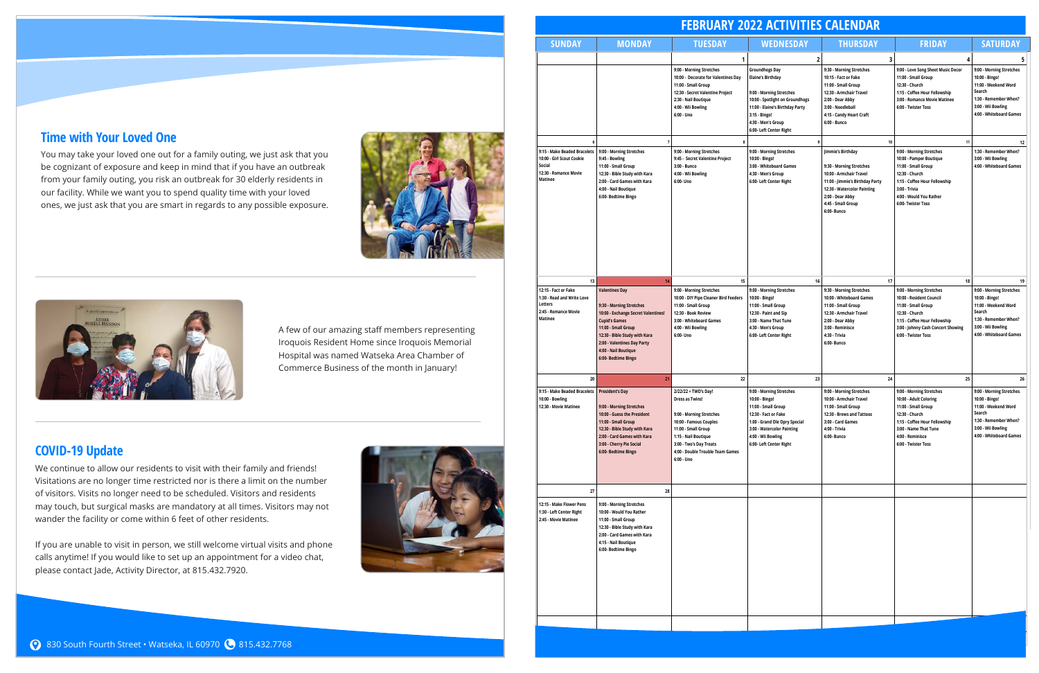## Time with Your Loved One

You may take your loved one out for a family outing, we just ask that you be cognizant of exposure and keep in mind that if you have an outbreak from your family outing, you risk an outbreak for 30 elderly residents in our facility. While we want you to spend quality time with your loved ones, we just ask that you are smart in regards to any possible exposure.

A few of our amazing staff members representing Iroquois Resident Home since Iroquois Memorial Hospital was named Watseka Area Chamber of Commerce Business of the month in January!

## COVID-19 Update

We continue to allow our residents to visit with their family and friends! Visitations are no longer time restricted nor is there a limit on the number of visitors. Visits no longer need to be scheduled. Visitors and residents may touch, but surgical masks are mandatory at all times. Visitors may not wander the facility or come within 6 feet of other residents.

If you are unable to visit in person, we still welcome virtual visits and phone calls anytime! If you would like to set up an appointment for a video chat, please contact Jade, Activity Director, at 815.432.7920.

830 South Fourth Street • Watseka, IL 60970 815.432.7768

# FEBRUARY 2022 ACTIVITIES CALENDAR

| SUNDAY | MONDAY | TUESDAY | WEDNESDAY | THURSDAY | FRIDAY | SATURDAY |
|---|---|---|---|---|---|---|
| | | **1**<br>9:00 - Morning Stretches<br>10:00 - Decorate for Valentines Day<br>11:00 - Small Group<br>12:30 - Secret Valentine Project<br>2:30 - Nail Boutique<br>4:00 - Wii Bowling<br>6:00 - Uno | **2**<br>Groundhogs Day<br>Elaine's Birthday<br><br>9:00 - Morning Stretches<br>10:00 - Spotlight on Groundhogs<br>11:00 - Elaine's Birthday Party<br>3:15 - Bingo!<br>4:30 - Men's Group<br>6:00- Left Center Right | **3**<br>9:30 - Morning Stretches<br>10:15 - Fact or Fake<br>11:00 - Small Group<br>12:30 - Armchair Travel<br>2:00 - Dear Abby<br>3:00 - Noodleball<br>4:15 - Candy Heart Craft<br>6:00 - Bunco | **4**<br>9:00 - Love Song Sheet Music Decor<br>11:00 - Small Group<br>12:30 - Church<br>1:15 - Coffee Hour Fellowship<br>3:00 - Romance Movie Matinee<br>6:00 - Twister Toss | **5**<br>9:00 - Morning Stretches<br>10:00 - Bingo!<br>11:00 - Weekend Word Search<br>1:30 - Remember When?<br>3:00 - Wii Bowling<br>4:00 - Whiteboard Games |
| **6**<br>9:15 - Make Beaded Bracelets<br>10:00 - Girl Scout Cookie Social<br>12:30 - Romance Movie Matinee | **7**<br>9:00 - Morning Stretches<br>9:45 - Bowling<br>11:00 - Small Group<br>12:30 - Bible Study with Kara<br>2:00 - Card Games with Kara<br>4:00 - Nail Boutique<br>6:00- Bedtime Bingo | **8**<br>9:00 - Morning Stretches<br>9:45 - Secret Valentine Project<br>3:00 - Bunco<br>4:00 - Wii Bowling<br>6:00- Uno | **9**<br>9:00 - Morning Stretches<br>10:00 - Bingo!<br>3:00 - Whiteboard Games<br>4:30 - Men's Group<br>6:00- Left Center Right | **10**<br>Jimmie's Birthday<br><br>9:30 - Morning Stretches<br>10:00 - Armchair Travel<br>11:00 - Jimmie's Birthday Party<br>12:30 - Watercolor Painting<br>2:00 - Dear Abby<br>4:45 - Small Group<br>6:00- Bunco | **11**<br>9:00 - Morning Stretches<br>10:00 - Pamper Boutique<br>11:00 - Small Group<br>12:30 - Church<br>1:15 - Coffee Hour Fellowship<br>3:00 - Trivia<br>4:00 - Would You Rather<br>6:00- Twister Toss | **12**<br>1:30 - Remember When?<br>3:00 - Wii Bowling<br>4:00 - Whiteboard Games |
| **13**<br>12:15 - Fact or Fake<br>1:30 - Read and Write Love Letters<br>2:45 - Romance Movie Matinee | **14**<br>Valentines Day<br><br>9:30 - Morning Stretches<br>10:00 - Exchange Secret Valentines!<br>Cupid's Games<br>11:00 - Small Group<br>12:30 - Bible Study with Kara<br>2:00 - Valentines Day Party<br>4:00 - Nail Boutique<br>6:00- Bedtime Bingo | **15**<br>9:00 - Morning Stretches<br>10:00 - DIY Pipe Cleaner Bird Feeders<br>11:00 - Small Group<br>12:30 - Book Review<br>3:00 - Whiteboard Games<br>4:00 - Wii Bowling<br>6:00- Uno | **16**<br>9:00 - Morning Stretches<br>10:00 - Bingo!<br>11:00 - Small Group<br>12:30 - Paint and Sip<br>3:00 - Name That Tune<br>4:30 - Men's Group<br>6:00- Left Center Right | **17**<br>9:30 - Morning Stretches<br>10:00 - Whiteboard Games<br>11:00 - Small Group<br>12:30 - Armchair Travel<br>2:00 - Dear Abby<br>3:00 - Reminisce<br>4:30 - Trivia<br>6:00- Bunco | **18**<br>9:00 - Morning Stretches<br>10:00 - Resident Council<br>11:00 - Small Group<br>12:30 - Church<br>1:15 - Coffee Hour Fellowship<br>3:00 - Johnny Cash Concert Showing<br>6:00 - Twister Toss | **19**<br>9:00 - Morning Stretches<br>10:00 - Bingo!<br>11:00 - Weekend Word Search<br>1:30 - Remember When?<br>3:00 - Wii Bowling<br>4:00 - Whiteboard Games |
| **20**<br>9:15 - Make Beaded Bracelets<br>10:00 - Bowling<br>12:30 - Movie Matinee | **21**<br>President's Day<br><br>9:00 - Morning Stretches<br>10:00 - Guess the President<br>11:00 - Small Group<br>12:30 - Bible Study with Kara<br>2:00 - Card Games with Kara<br>3:00 - Cherry Pie Social<br>6:00- Bedtime Bingo | **22**<br>2/22/22 = TWO's Day!<br>Dress as Twins!<br><br>9:00 - Morning Stretches<br>10:00 - Famous Couples<br>11:00 - Small Group<br>1:15 - Nail Boutique<br>3:00 - Two's Day Treats<br>4:00 - Double Trouble Team Games<br>6:00 - Uno | **23**<br>9:00 - Morning Stretches<br>10:00 - Bingo!<br>11:00 - Small Group<br>12:30 - Fact or Fake<br>1:00 - Grand Ole Opry Special<br>3:00 - Watercolor Painting<br>4:00 - Wii Bowling<br>6:00- Left Center Right | **24**<br>9:00 - Morning Stretches<br>10:00 - Armchair Travel<br>11:00 - Small Group<br>12:30 - Brews and Tattoos<br>3:00 - Card Games<br>4:00 - Trivia<br>6:00- Bunco | **25**<br>9:00 - Morning Stretches<br>10:00 - Adult Coloring<br>11:00 - Small Group<br>12:30 - Church<br>1:15 - Coffee Hour Fellowship<br>3:00 - Name That Tune<br>4:00 - Reminisce<br>6:00 - Twister Toss | **26**<br>9:00 - Morning Stretches<br>10:00 - Bingo!<br>11:00 - Weekend Word Search<br>1:30 - Remember When?<br>3:00 - Wii Bowling<br>4:00 - Whiteboard Games |
| **27**<br>12:15 - Make Flower Pens<br>1:30 - Left Center Right<br>2:45 - Movie Matinee | **28**<br>9:00 - Morning Stretches<br>10:00 - Would You Rather<br>11:00 - Small Group<br>12:30 - Bible Study with Kara<br>2:00 - Card Games with Kara<br>4:15 - Nail Boutique<br>6:00- Bedtime Bingo | | | | | |